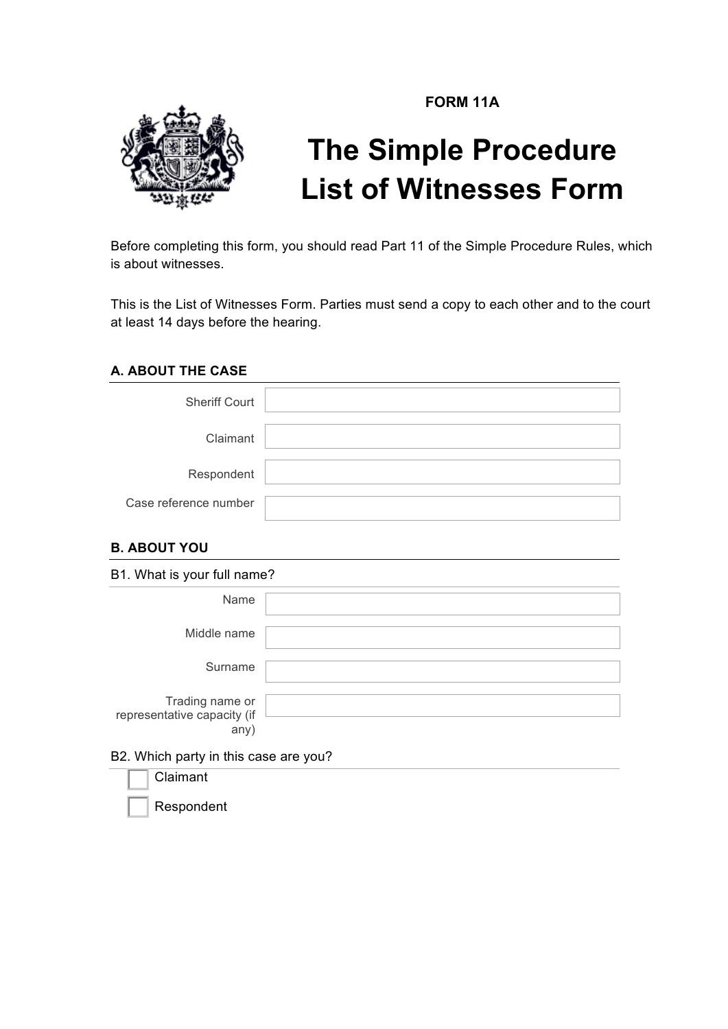FORM 11A

# The Simple Procedure List of Witnesses Form

Before completing this form, you should read Part 11 of the Simple Procedure Rules, which is about witnesses.

This is the List of Witnesses Form. Parties must send a copy to each other and to the court at least 14 days before the hearing.

## A. ABOUT THE CASE

| | |
|---|---|
| Sheriff Court | |
| Claimant | |
| Respondent | |
| Case reference number | |

## B. ABOUT YOU

B1. What is your full name?

| | |
|---|---|
| Name | |
| Middle name | |
| Surname | |
| Trading name or representative capacity (if any) | |

B2. Which party in this case are you?

- ☐ Claimant
- ☐ Respondent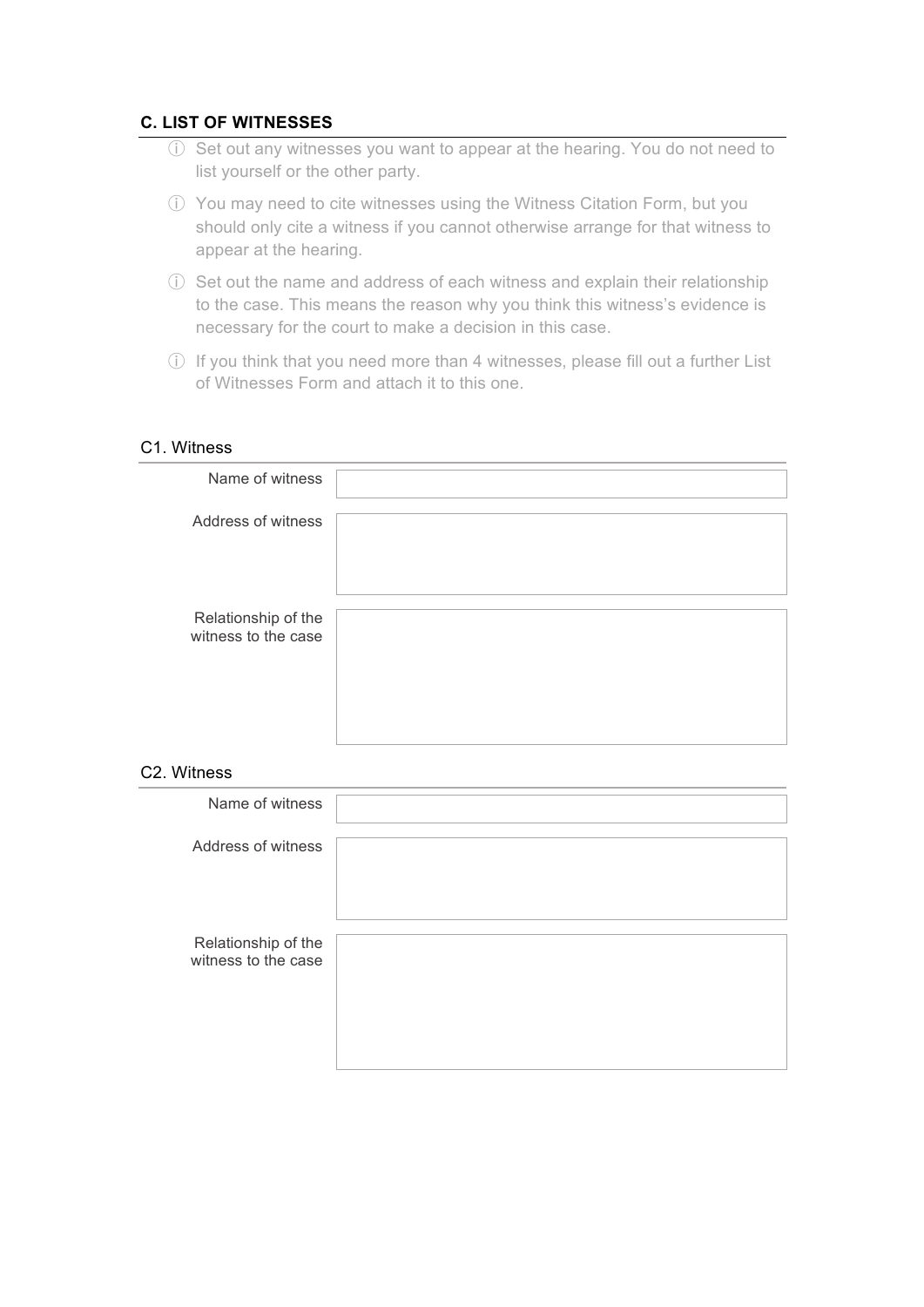## C. LIST OF WITNESSES

- ⓘ Set out any witnesses you want to appear at the hearing. You do not need to list yourself or the other party.
- ⓘ You may need to cite witnesses using the Witness Citation Form, but you should only cite a witness if you cannot otherwise arrange for that witness to appear at the hearing.
- ⓘ Set out the name and address of each witness and explain their relationship to the case. This means the reason why you think this witness's evidence is necessary for the court to make a decision in this case.
- ⓘ If you think that you need more than 4 witnesses, please fill out a further List of Witnesses Form and attach it to this one.

### C1. Witness

| | |
|---|---|
| Name of witness | |
| Address of witness | |
| Relationship of the witness to the case | |

### C2. Witness

| | |
|---|---|
| Name of witness | |
| Address of witness | |
| Relationship of the witness to the case | |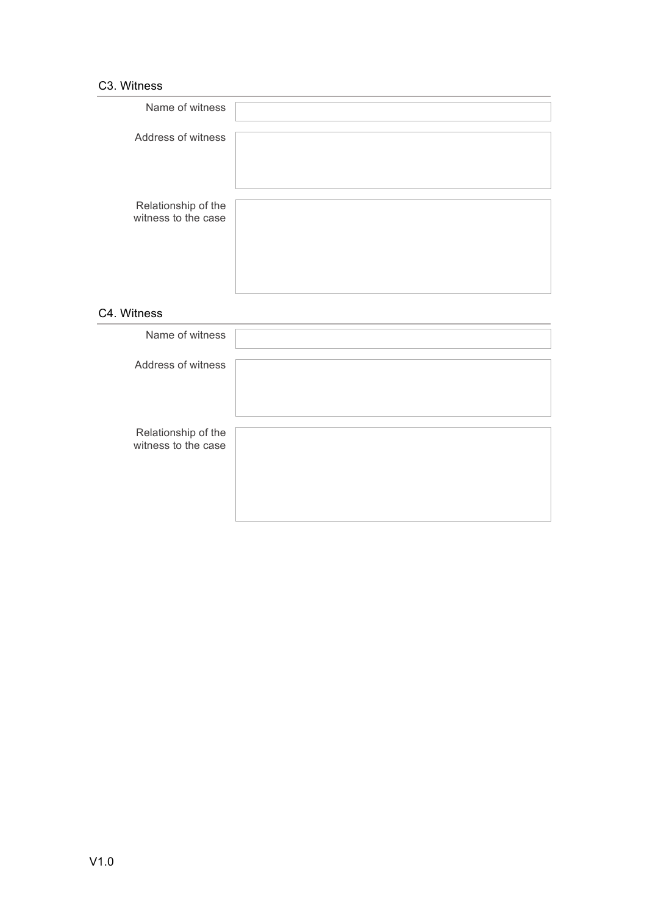## C3. Witness

Name of witness

Address of witness

Relationship of the witness to the case

## C4. Witness

Name of witness

Address of witness

Relationship of the witness to the case

V1.0